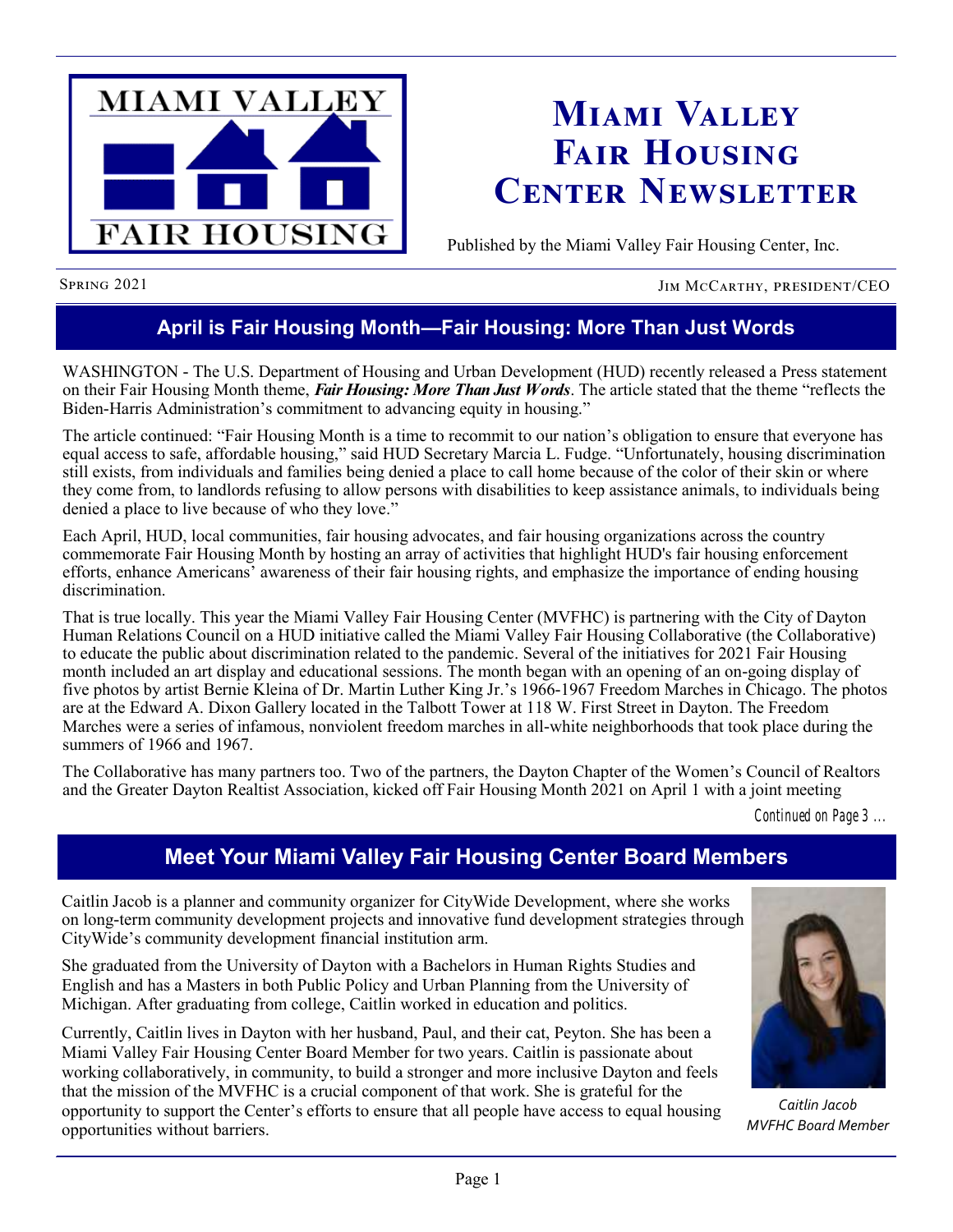# Miami Valley Fair Housing Center Newsletter

Published by the Miami Valley Fair Housing Center, Inc.

Spring 2021 — Jim McCarthy, president/CEO

## April is Fair Housing Month—Fair Housing: More Than Just Words

WASHINGTON - The U.S. Department of Housing and Urban Development (HUD) recently released a Press statement on their Fair Housing Month theme, ***Fair Housing: More Than Just Words***. The article stated that the theme "reflects the Biden-Harris Administration's commitment to advancing equity in housing."

The article continued: "Fair Housing Month is a time to recommit to our nation's obligation to ensure that everyone has equal access to safe, affordable housing," said HUD Secretary Marcia L. Fudge. "Unfortunately, housing discrimination still exists, from individuals and families being denied a place to call home because of the color of their skin or where they come from, to landlords refusing to allow persons with disabilities to keep assistance animals, to individuals being denied a place to live because of who they love."

Each April, HUD, local communities, fair housing advocates, and fair housing organizations across the country commemorate Fair Housing Month by hosting an array of activities that highlight HUD's fair housing enforcement efforts, enhance Americans' awareness of their fair housing rights, and emphasize the importance of ending housing discrimination.

That is true locally. This year the Miami Valley Fair Housing Center (MVFHC) is partnering with the City of Dayton Human Relations Council on a HUD initiative called the Miami Valley Fair Housing Collaborative (the Collaborative) to educate the public about discrimination related to the pandemic. Several of the initiatives for 2021 Fair Housing month included an art display and educational sessions. The month began with an opening of an on-going display of five photos by artist Bernie Kleina of Dr. Martin Luther King Jr.'s 1966-1967 Freedom Marches in Chicago. The photos are at the Edward A. Dixon Gallery located in the Talbott Tower at 118 W. First Street in Dayton. The Freedom Marches were a series of infamous, nonviolent freedom marches in all-white neighborhoods that took place during the summers of 1966 and 1967.

The Collaborative has many partners too. Two of the partners, the Dayton Chapter of the Women's Council of Realtors and the Greater Dayton Realtist Association, kicked off Fair Housing Month 2021 on April 1 with a joint meeting

*Continued on Page 3 ...*

## Meet Your Miami Valley Fair Housing Center Board Members

Caitlin Jacob is a planner and community organizer for CityWide Development, where she works on long-term community development projects and innovative fund development strategies through CityWide's community development financial institution arm.

She graduated from the University of Dayton with a Bachelors in Human Rights Studies and English and has a Masters in both Public Policy and Urban Planning from the University of Michigan. After graduating from college, Caitlin worked in education and politics.

Currently, Caitlin lives in Dayton with her husband, Paul, and their cat, Peyton. She has been a Miami Valley Fair Housing Center Board Member for two years. Caitlin is passionate about working collaboratively, in community, to build a stronger and more inclusive Dayton and feels that the mission of the MVFHC is a crucial component of that work. She is grateful for the opportunity to support the Center's efforts to ensure that all people have access to equal housing opportunities without barriers.

*Caitlin Jacob*
*MVFHC Board Member*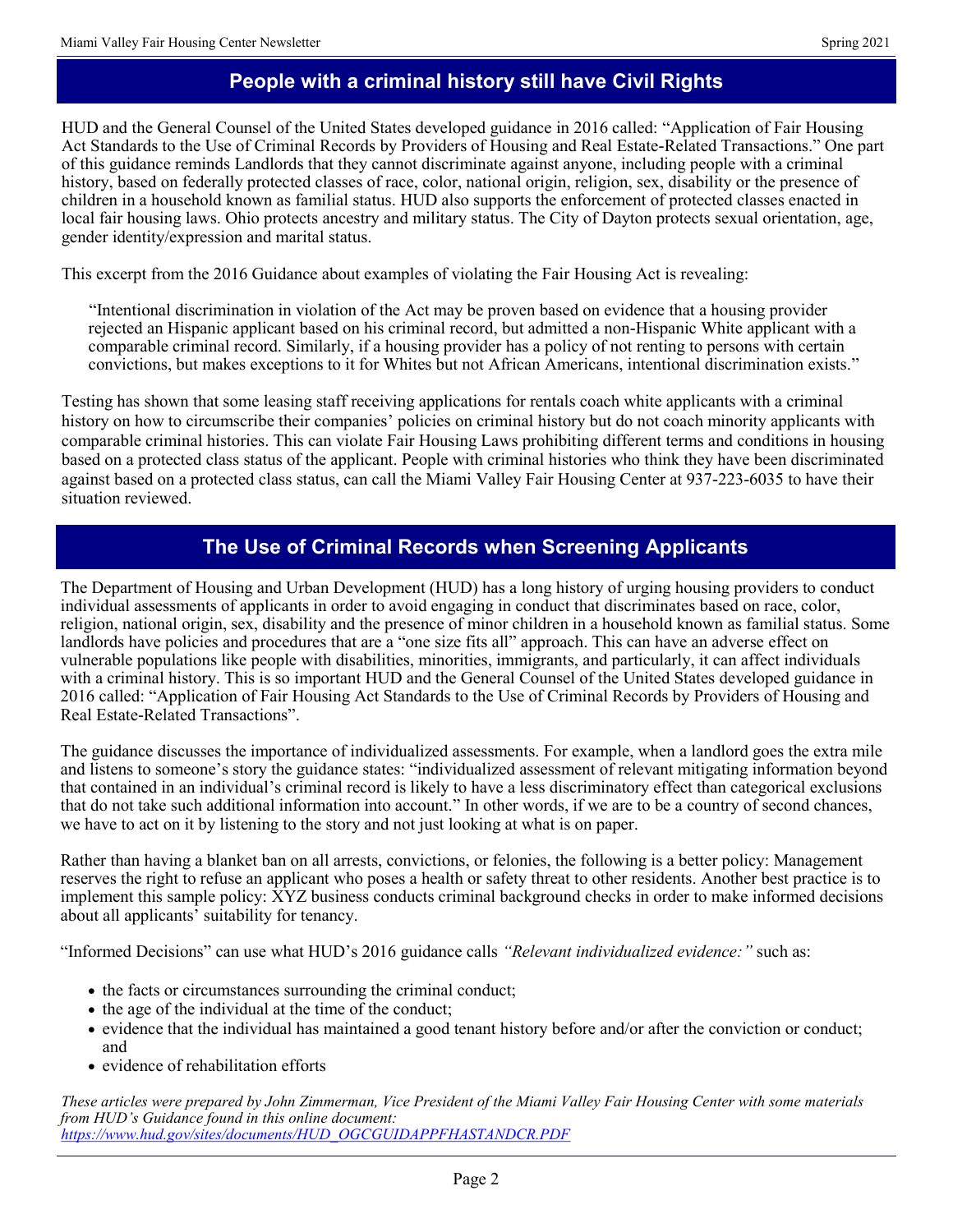## People with a criminal history still have Civil Rights

HUD and the General Counsel of the United States developed guidance in 2016 called: "Application of Fair Housing Act Standards to the Use of Criminal Records by Providers of Housing and Real Estate-Related Transactions." One part of this guidance reminds Landlords that they cannot discriminate against anyone, including people with a criminal history, based on federally protected classes of race, color, national origin, religion, sex, disability or the presence of children in a household known as familial status. HUD also supports the enforcement of protected classes enacted in local fair housing laws. Ohio protects ancestry and military status. The City of Dayton protects sexual orientation, age, gender identity/expression and marital status.

This excerpt from the 2016 Guidance about examples of violating the Fair Housing Act is revealing:

> "Intentional discrimination in violation of the Act may be proven based on evidence that a housing provider rejected an Hispanic applicant based on his criminal record, but admitted a non-Hispanic White applicant with a comparable criminal record. Similarly, if a housing provider has a policy of not renting to persons with certain convictions, but makes exceptions to it for Whites but not African Americans, intentional discrimination exists."

Testing has shown that some leasing staff receiving applications for rentals coach white applicants with a criminal history on how to circumscribe their companies' policies on criminal history but do not coach minority applicants with comparable criminal histories. This can violate Fair Housing Laws prohibiting different terms and conditions in housing based on a protected class status of the applicant. People with criminal histories who think they have been discriminated against based on a protected class status, can call the Miami Valley Fair Housing Center at 937-223-6035 to have their situation reviewed.

## The Use of Criminal Records when Screening Applicants

The Department of Housing and Urban Development (HUD) has a long history of urging housing providers to conduct individual assessments of applicants in order to avoid engaging in conduct that discriminates based on race, color, religion, national origin, sex, disability and the presence of minor children in a household known as familial status. Some landlords have policies and procedures that are a "one size fits all" approach. This can have an adverse effect on vulnerable populations like people with disabilities, minorities, immigrants, and particularly, it can affect individuals with a criminal history. This is so important HUD and the General Counsel of the United States developed guidance in 2016 called: "Application of Fair Housing Act Standards to the Use of Criminal Records by Providers of Housing and Real Estate-Related Transactions".

The guidance discusses the importance of individualized assessments. For example, when a landlord goes the extra mile and listens to someone's story the guidance states: "individualized assessment of relevant mitigating information beyond that contained in an individual's criminal record is likely to have a less discriminatory effect than categorical exclusions that do not take such additional information into account." In other words, if we are to be a country of second chances, we have to act on it by listening to the story and not just looking at what is on paper.

Rather than having a blanket ban on all arrests, convictions, or felonies, the following is a better policy: Management reserves the right to refuse an applicant who poses a health or safety threat to other residents. Another best practice is to implement this sample policy: XYZ business conducts criminal background checks in order to make informed decisions about all applicants' suitability for tenancy.

"Informed Decisions" can use what HUD's 2016 guidance calls *"Relevant individualized evidence:"* such as:

- the facts or circumstances surrounding the criminal conduct;
- the age of the individual at the time of the conduct;
- evidence that the individual has maintained a good tenant history before and/or after the conviction or conduct; and
- evidence of rehabilitation efforts

*These articles were prepared by John Zimmerman, Vice President of the Miami Valley Fair Housing Center with some materials from HUD's Guidance found in this online document: [https://www.hud.gov/sites/documents/HUD_OGCGUIDAPPFHASTANDCR.PDF](https://www.hud.gov/sites/documents/HUD_OGCGUIDAPPFHASTANDCR.PDF)*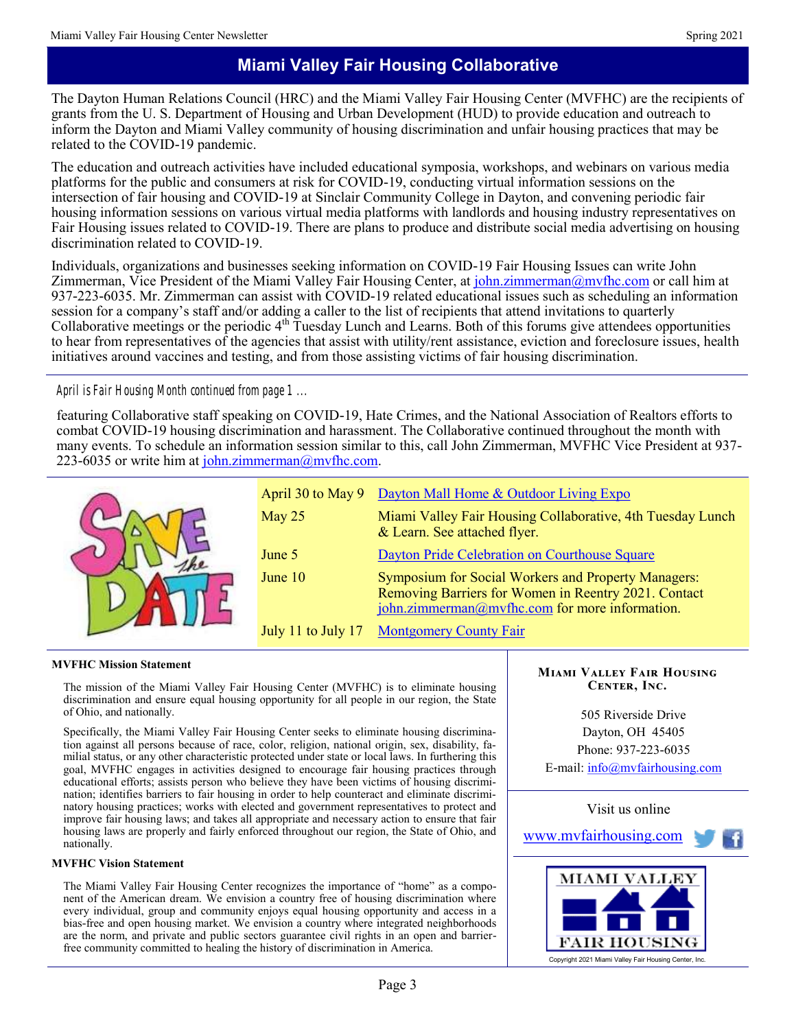# Miami Valley Fair Housing Collaborative

The Dayton Human Relations Council (HRC) and the Miami Valley Fair Housing Center (MVFHC) are the recipients of grants from the U. S. Department of Housing and Urban Development (HUD) to provide education and outreach to inform the Dayton and Miami Valley community of housing discrimination and unfair housing practices that may be related to the COVID-19 pandemic.

The education and outreach activities have included educational symposia, workshops, and webinars on various media platforms for the public and consumers at risk for COVID-19, conducting virtual information sessions on the intersection of fair housing and COVID-19 at Sinclair Community College in Dayton, and convening periodic fair housing information sessions on various virtual media platforms with landlords and housing industry representatives on Fair Housing issues related to COVID-19. There are plans to produce and distribute social media advertising on housing discrimination related to COVID-19.

Individuals, organizations and businesses seeking information on COVID-19 Fair Housing Issues can write John Zimmerman, Vice President of the Miami Valley Fair Housing Center, at john.zimmerman@mvfhc.com or call him at 937-223-6035. Mr. Zimmerman can assist with COVID-19 related educational issues such as scheduling an information session for a company's staff and/or adding a caller to the list of recipients that attend invitations to quarterly Collaborative meetings or the periodic 4th Tuesday Lunch and Learns. Both of this forums give attendees opportunities to hear from representatives of the agencies that assist with utility/rent assistance, eviction and foreclosure issues, health initiatives around vaccines and testing, and from those assisting victims of fair housing discrimination.

---

*April is Fair Housing Month continued from page 1 …*

featuring Collaborative staff speaking on COVID-19, Hate Crimes, and the National Association of Realtors efforts to combat COVID-19 housing discrimination and harassment. The Collaborative continued throughout the month with many events. To schedule an information session similar to this, call John Zimmerman, MVFHC Vice President at 937-223-6035 or write him at john.zimmerman@mvfhc.com.

---

**SAVE the DATE**

| Date | Event |
|---|---|
| April 30 to May 9 | Dayton Mall Home & Outdoor Living Expo |
| May 25 | Miami Valley Fair Housing Collaborative, 4th Tuesday Lunch & Learn. See attached flyer. |
| June 5 | Dayton Pride Celebration on Courthouse Square |
| June 10 | Symposium for Social Workers and Property Managers: Removing Barriers for Women in Reentry 2021. Contact john.zimmerman@mvfhc.com for more information. |
| July 11 to July 17 | Montgomery County Fair |

---

**MVFHC Mission Statement**

The mission of the Miami Valley Fair Housing Center (MVFHC) is to eliminate housing discrimination and ensure equal housing opportunity for all people in our region, the State of Ohio, and nationally.

Specifically, the Miami Valley Fair Housing Center seeks to eliminate housing discrimination against all persons because of race, color, religion, national origin, sex, disability, familial status, or any other characteristic protected under state or local laws. In furthering this goal, MVFHC engages in activities designed to encourage fair housing practices through educational efforts; assists person who believe they have been victims of housing discrimination; identifies barriers to fair housing in order to help counteract and eliminate discriminatory housing practices; works with elected and government representatives to protect and improve fair housing laws; and takes all appropriate and necessary action to ensure that fair housing laws are properly and fairly enforced throughout our region, the State of Ohio, and nationally.

**MVFHC Vision Statement**

The Miami Valley Fair Housing Center recognizes the importance of "home" as a component of the American dream. We envision a country free of housing discrimination where every individual, group and community enjoys equal housing opportunity and access in a bias-free and open housing market. We envision a country where integrated neighborhoods are the norm, and private and public sectors guarantee civil rights in an open and barrier-free community committed to healing the history of discrimination in America.

**Miami Valley Fair Housing Center, Inc.**

505 Riverside Drive
Dayton, OH 45405
Phone: 937-223-6035
E-mail: info@mvfairhousing.com

Visit us online

www.mvfairhousing.com

MIAMI VALLEY FAIR HOUSING

Copyright 2021 Miami Valley Fair Housing Center, Inc.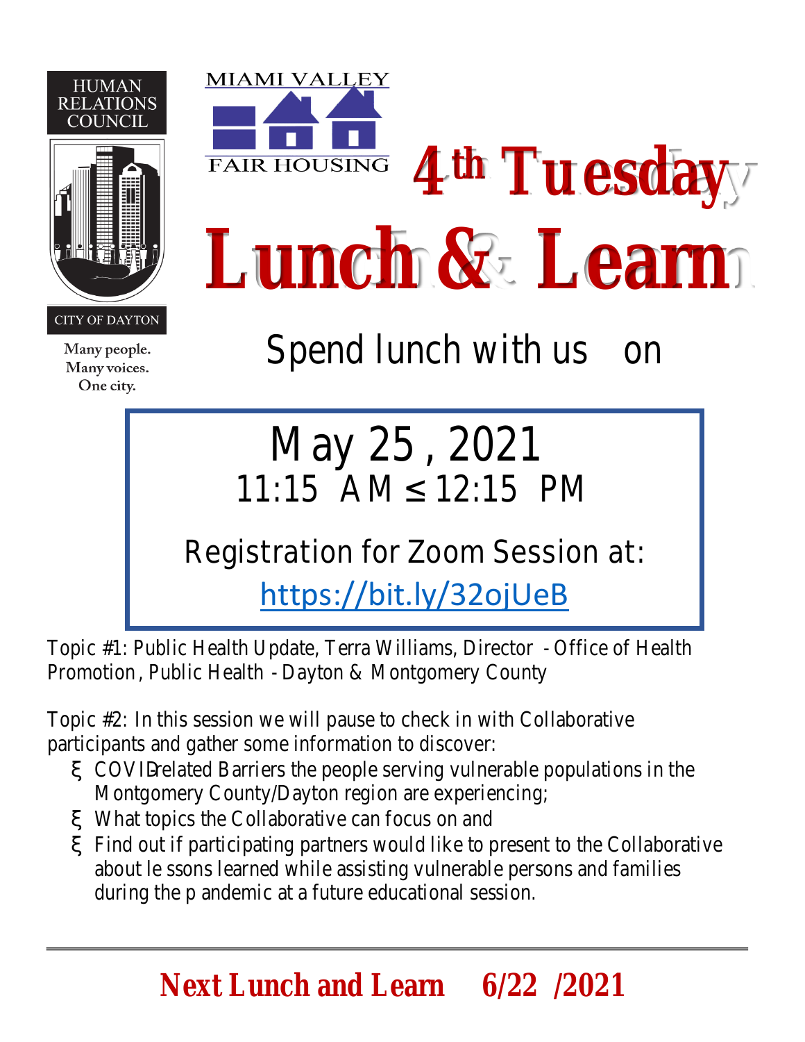HUMAN RELATIONS COUNCIL

CITY OF DAYTON

Many people.
Many voices.
One city.

MIAMI VALLEY FAIR HOUSING

# 4th Tuesday Lunch & Learn

Spend lunch with us on

## May 25, 2021
### 11:15 AM – 12:15 PM

Registration for Zoom Session at:
https://bit.ly/32ojUeB

Topic #1: Public Health Update, Terra Williams, Director - Office of Health Promotion, Public Health - Dayton & Montgomery County

Topic #2: In this session we will pause to check in with Collaborative participants and gather some information to discover:

- COVID-related Barriers the people serving vulnerable populations in the Montgomery County/Dayton region are experiencing;
- What topics the Collaborative can focus on and
- Find out if participating partners would like to present to the Collaborative about lessons learned while assisting vulnerable persons and families during the pandemic at a future educational session.

---

**Next Lunch and Learn 6/22/2021**